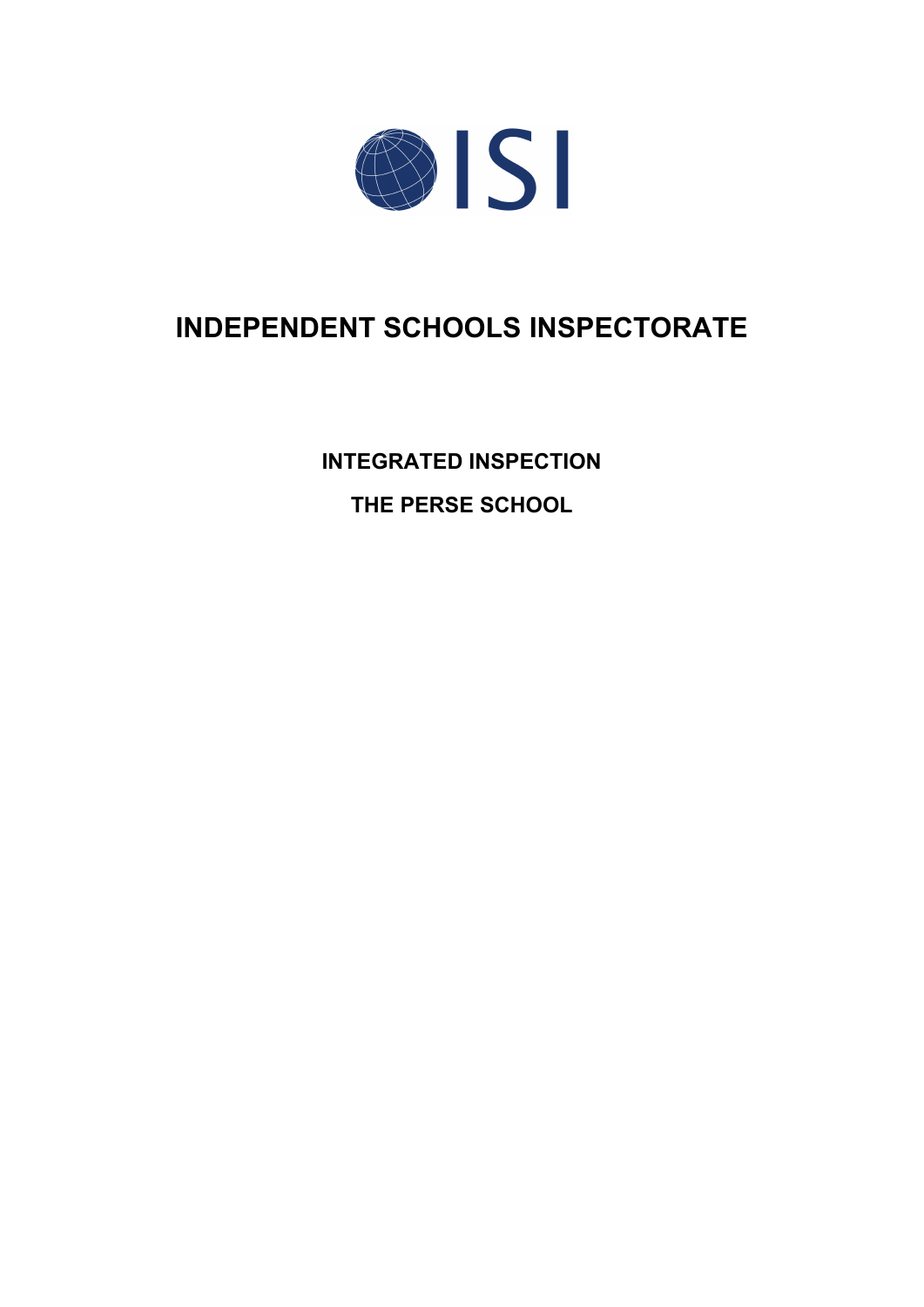ISI

# INDEPENDENT SCHOOLS INSPECTORATE

## INTEGRATED INSPECTION

## THE PERSE SCHOOL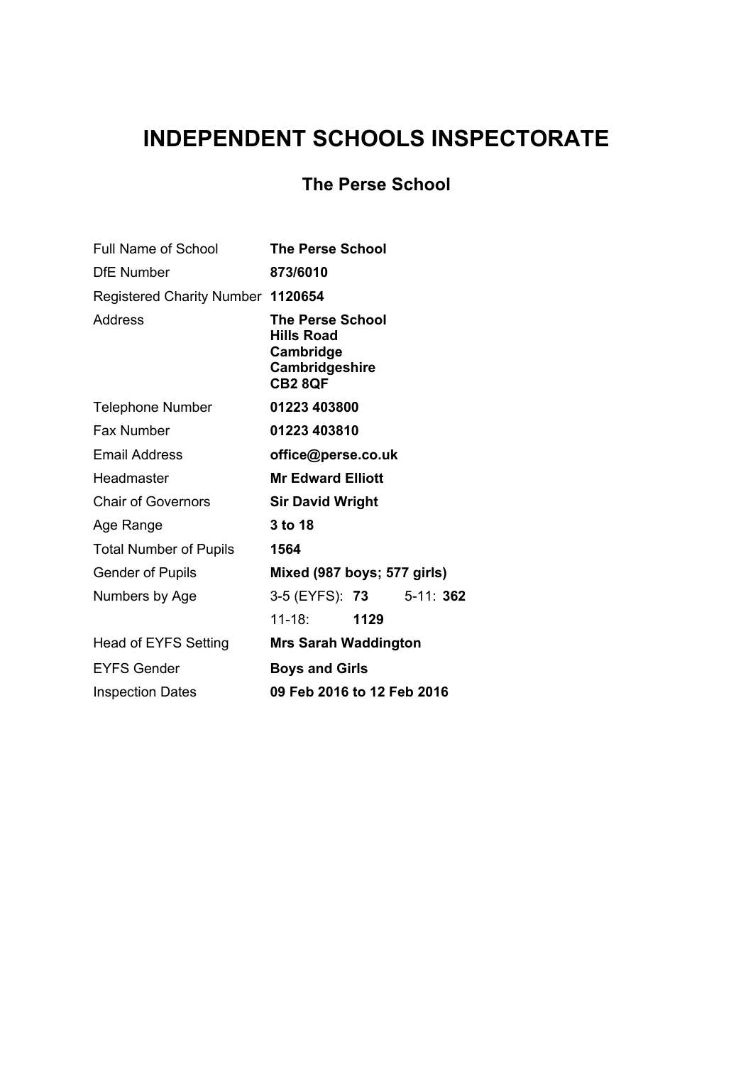# INDEPENDENT SCHOOLS INSPECTORATE

## The Perse School

| | |
|---|---|
| Full Name of School | **The Perse School** |
| DfE Number | **873/6010** |
| Registered Charity Number | **1120654** |
| Address | **The Perse School<br>Hills Road<br>Cambridge<br>Cambridgeshire<br>CB2 8QF** |
| Telephone Number | **01223 403800** |
| Fax Number | **01223 403810** |
| Email Address | **office@perse.co.uk** |
| Headmaster | **Mr Edward Elliott** |
| Chair of Governors | **Sir David Wright** |
| Age Range | **3 to 18** |
| Total Number of Pupils | **1564** |
| Gender of Pupils | **Mixed (987 boys; 577 girls)** |
| Numbers by Age | 3-5 (EYFS): **73** 5-11: **362** |
| | 11-18: **1129** |
| Head of EYFS Setting | **Mrs Sarah Waddington** |
| EYFS Gender | **Boys and Girls** |
| Inspection Dates | **09 Feb 2016 to 12 Feb 2016** |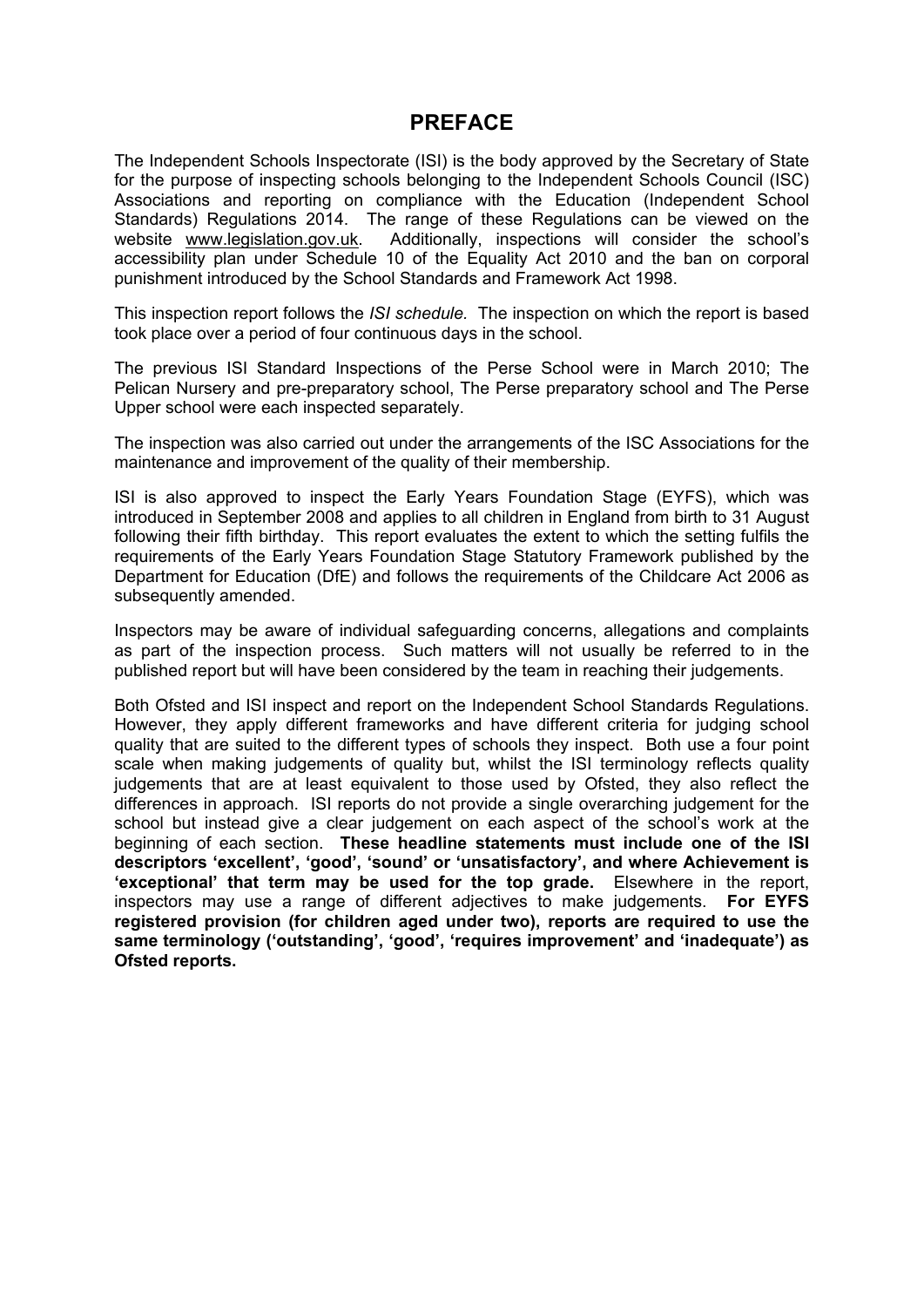# PREFACE

The Independent Schools Inspectorate (ISI) is the body approved by the Secretary of State for the purpose of inspecting schools belonging to the Independent Schools Council (ISC) Associations and reporting on compliance with the Education (Independent School Standards) Regulations 2014. The range of these Regulations can be viewed on the website www.legislation.gov.uk. Additionally, inspections will consider the school's accessibility plan under Schedule 10 of the Equality Act 2010 and the ban on corporal punishment introduced by the School Standards and Framework Act 1998.

This inspection report follows the *ISI schedule.* The inspection on which the report is based took place over a period of four continuous days in the school.

The previous ISI Standard Inspections of the Perse School were in March 2010; The Pelican Nursery and pre-preparatory school, The Perse preparatory school and The Perse Upper school were each inspected separately.

The inspection was also carried out under the arrangements of the ISC Associations for the maintenance and improvement of the quality of their membership.

ISI is also approved to inspect the Early Years Foundation Stage (EYFS), which was introduced in September 2008 and applies to all children in England from birth to 31 August following their fifth birthday. This report evaluates the extent to which the setting fulfils the requirements of the Early Years Foundation Stage Statutory Framework published by the Department for Education (DfE) and follows the requirements of the Childcare Act 2006 as subsequently amended.

Inspectors may be aware of individual safeguarding concerns, allegations and complaints as part of the inspection process. Such matters will not usually be referred to in the published report but will have been considered by the team in reaching their judgements.

Both Ofsted and ISI inspect and report on the Independent School Standards Regulations. However, they apply different frameworks and have different criteria for judging school quality that are suited to the different types of schools they inspect. Both use a four point scale when making judgements of quality but, whilst the ISI terminology reflects quality judgements that are at least equivalent to those used by Ofsted, they also reflect the differences in approach. ISI reports do not provide a single overarching judgement for the school but instead give a clear judgement on each aspect of the school's work at the beginning of each section. **These headline statements must include one of the ISI descriptors 'excellent', 'good', 'sound' or 'unsatisfactory', and where Achievement is 'exceptional' that term may be used for the top grade.** Elsewhere in the report, inspectors may use a range of different adjectives to make judgements. **For EYFS registered provision (for children aged under two), reports are required to use the same terminology ('outstanding', 'good', 'requires improvement' and 'inadequate') as Ofsted reports.**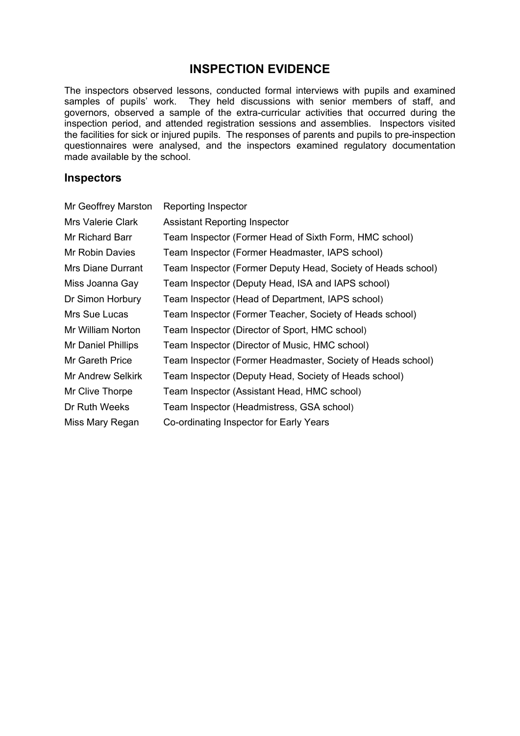## INSPECTION EVIDENCE

The inspectors observed lessons, conducted formal interviews with pupils and examined samples of pupils' work. They held discussions with senior members of staff, and governors, observed a sample of the extra-curricular activities that occurred during the inspection period, and attended registration sessions and assemblies. Inspectors visited the facilities for sick or injured pupils. The responses of parents and pupils to pre-inspection questionnaires were analysed, and the inspectors examined regulatory documentation made available by the school.

### Inspectors

| | |
|---|---|
| Mr Geoffrey Marston | Reporting Inspector |
| Mrs Valerie Clark | Assistant Reporting Inspector |
| Mr Richard Barr | Team Inspector (Former Head of Sixth Form, HMC school) |
| Mr Robin Davies | Team Inspector (Former Headmaster, IAPS school) |
| Mrs Diane Durrant | Team Inspector (Former Deputy Head, Society of Heads school) |
| Miss Joanna Gay | Team Inspector (Deputy Head, ISA and IAPS school) |
| Dr Simon Horbury | Team Inspector (Head of Department, IAPS school) |
| Mrs Sue Lucas | Team Inspector (Former Teacher, Society of Heads school) |
| Mr William Norton | Team Inspector (Director of Sport, HMC school) |
| Mr Daniel Phillips | Team Inspector (Director of Music, HMC school) |
| Mr Gareth Price | Team Inspector (Former Headmaster, Society of Heads school) |
| Mr Andrew Selkirk | Team Inspector (Deputy Head, Society of Heads school) |
| Mr Clive Thorpe | Team Inspector (Assistant Head, HMC school) |
| Dr Ruth Weeks | Team Inspector (Headmistress, GSA school) |
| Miss Mary Regan | Co-ordinating Inspector for Early Years |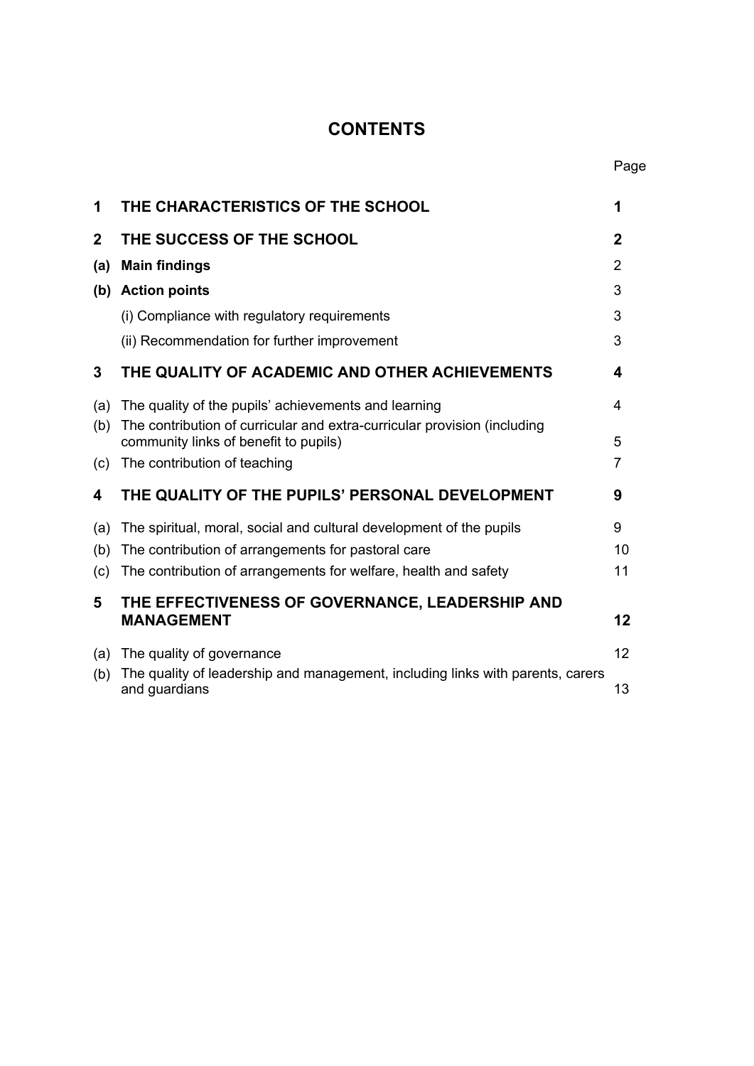# CONTENTS

| | | Page |
|---|---|---|
| **1** | **THE CHARACTERISTICS OF THE SCHOOL** | **1** |
| **2** | **THE SUCCESS OF THE SCHOOL** | **2** |
| **(a)** | **Main findings** | 2 |
| **(b)** | **Action points** | 3 |
| | (i) Compliance with regulatory requirements | 3 |
| | (ii) Recommendation for further improvement | 3 |
| **3** | **THE QUALITY OF ACADEMIC AND OTHER ACHIEVEMENTS** | **4** |
| (a) | The quality of the pupils' achievements and learning | 4 |
| (b) | The contribution of curricular and extra-curricular provision (including community links of benefit to pupils) | 5 |
| (c) | The contribution of teaching | 7 |
| **4** | **THE QUALITY OF THE PUPILS' PERSONAL DEVELOPMENT** | **9** |
| (a) | The spiritual, moral, social and cultural development of the pupils | 9 |
| (b) | The contribution of arrangements for pastoral care | 10 |
| (c) | The contribution of arrangements for welfare, health and safety | 11 |
| **5** | **THE EFFECTIVENESS OF GOVERNANCE, LEADERSHIP AND MANAGEMENT** | **12** |
| (a) | The quality of governance | 12 |
| (b) | The quality of leadership and management, including links with parents, carers and guardians | 13 |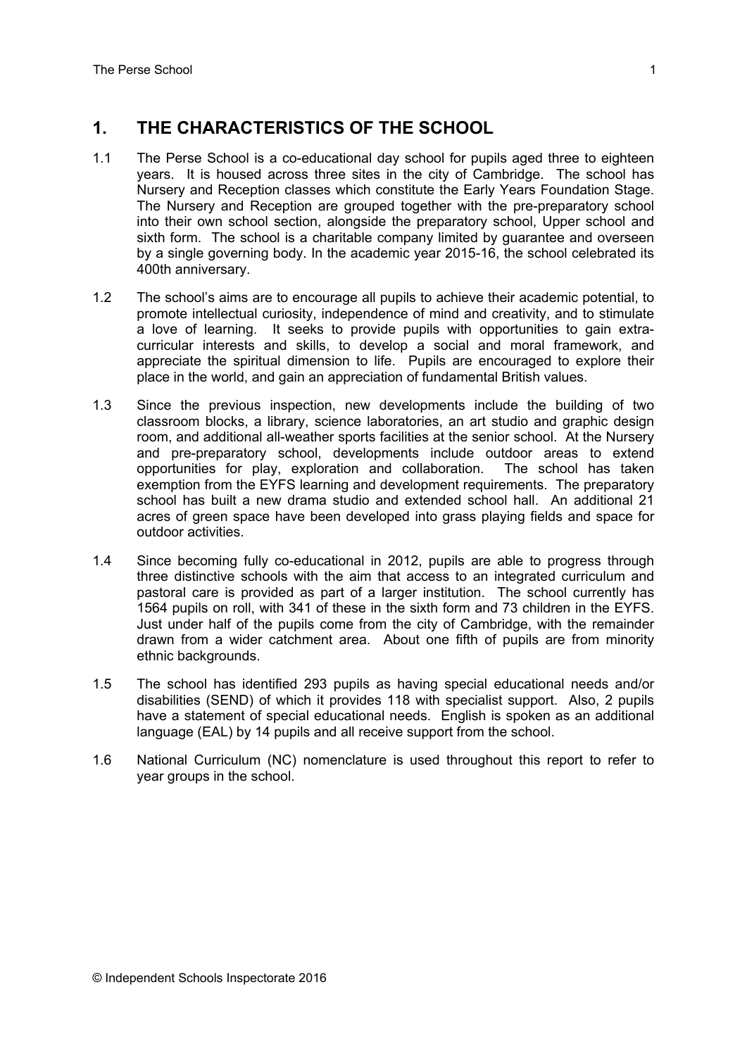## 1. THE CHARACTERISTICS OF THE SCHOOL

1.1 The Perse School is a co-educational day school for pupils aged three to eighteen years. It is housed across three sites in the city of Cambridge. The school has Nursery and Reception classes which constitute the Early Years Foundation Stage. The Nursery and Reception are grouped together with the pre-preparatory school into their own school section, alongside the preparatory school, Upper school and sixth form. The school is a charitable company limited by guarantee and overseen by a single governing body. In the academic year 2015-16, the school celebrated its 400th anniversary.

1.2 The school's aims are to encourage all pupils to achieve their academic potential, to promote intellectual curiosity, independence of mind and creativity, and to stimulate a love of learning. It seeks to provide pupils with opportunities to gain extra-curricular interests and skills, to develop a social and moral framework, and appreciate the spiritual dimension to life. Pupils are encouraged to explore their place in the world, and gain an appreciation of fundamental British values.

1.3 Since the previous inspection, new developments include the building of two classroom blocks, a library, science laboratories, an art studio and graphic design room, and additional all-weather sports facilities at the senior school. At the Nursery and pre-preparatory school, developments include outdoor areas to extend opportunities for play, exploration and collaboration. The school has taken exemption from the EYFS learning and development requirements. The preparatory school has built a new drama studio and extended school hall. An additional 21 acres of green space have been developed into grass playing fields and space for outdoor activities.

1.4 Since becoming fully co-educational in 2012, pupils are able to progress through three distinctive schools with the aim that access to an integrated curriculum and pastoral care is provided as part of a larger institution. The school currently has 1564 pupils on roll, with 341 of these in the sixth form and 73 children in the EYFS. Just under half of the pupils come from the city of Cambridge, with the remainder drawn from a wider catchment area. About one fifth of pupils are from minority ethnic backgrounds.

1.5 The school has identified 293 pupils as having special educational needs and/or disabilities (SEND) of which it provides 118 with specialist support. Also, 2 pupils have a statement of special educational needs. English is spoken as an additional language (EAL) by 14 pupils and all receive support from the school.

1.6 National Curriculum (NC) nomenclature is used throughout this report to refer to year groups in the school.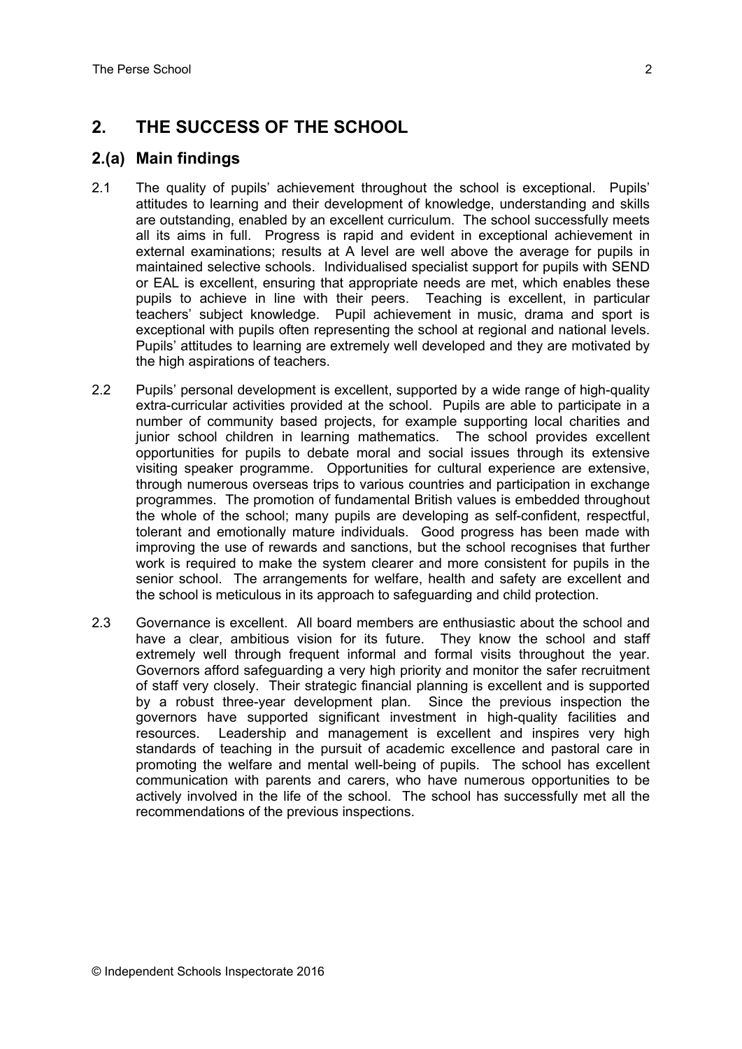## 2. THE SUCCESS OF THE SCHOOL

### 2.(a) Main findings

2.1 The quality of pupils' achievement throughout the school is exceptional. Pupils' attitudes to learning and their development of knowledge, understanding and skills are outstanding, enabled by an excellent curriculum. The school successfully meets all its aims in full. Progress is rapid and evident in exceptional achievement in external examinations; results at A level are well above the average for pupils in maintained selective schools. Individualised specialist support for pupils with SEND or EAL is excellent, ensuring that appropriate needs are met, which enables these pupils to achieve in line with their peers. Teaching is excellent, in particular teachers' subject knowledge. Pupil achievement in music, drama and sport is exceptional with pupils often representing the school at regional and national levels. Pupils' attitudes to learning are extremely well developed and they are motivated by the high aspirations of teachers.

2.2 Pupils' personal development is excellent, supported by a wide range of high-quality extra-curricular activities provided at the school. Pupils are able to participate in a number of community based projects, for example supporting local charities and junior school children in learning mathematics. The school provides excellent opportunities for pupils to debate moral and social issues through its extensive visiting speaker programme. Opportunities for cultural experience are extensive, through numerous overseas trips to various countries and participation in exchange programmes. The promotion of fundamental British values is embedded throughout the whole of the school; many pupils are developing as self-confident, respectful, tolerant and emotionally mature individuals. Good progress has been made with improving the use of rewards and sanctions, but the school recognises that further work is required to make the system clearer and more consistent for pupils in the senior school. The arrangements for welfare, health and safety are excellent and the school is meticulous in its approach to safeguarding and child protection.

2.3 Governance is excellent. All board members are enthusiastic about the school and have a clear, ambitious vision for its future. They know the school and staff extremely well through frequent informal and formal visits throughout the year. Governors afford safeguarding a very high priority and monitor the safer recruitment of staff very closely. Their strategic financial planning is excellent and is supported by a robust three-year development plan. Since the previous inspection the governors have supported significant investment in high-quality facilities and resources. Leadership and management is excellent and inspires very high standards of teaching in the pursuit of academic excellence and pastoral care in promoting the welfare and mental well-being of pupils. The school has excellent communication with parents and carers, who have numerous opportunities to be actively involved in the life of the school. The school has successfully met all the recommendations of the previous inspections.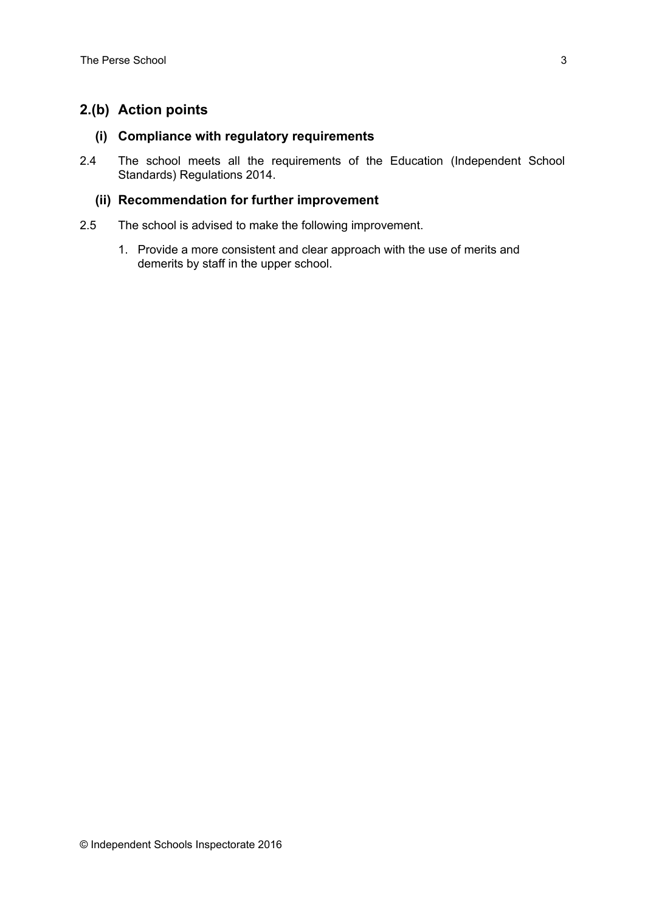## 2.(b) Action points

### (i) Compliance with regulatory requirements

2.4 The school meets all the requirements of the Education (Independent School Standards) Regulations 2014.

### (ii) Recommendation for further improvement

2.5 The school is advised to make the following improvement.

1. Provide a more consistent and clear approach with the use of merits and demerits by staff in the upper school.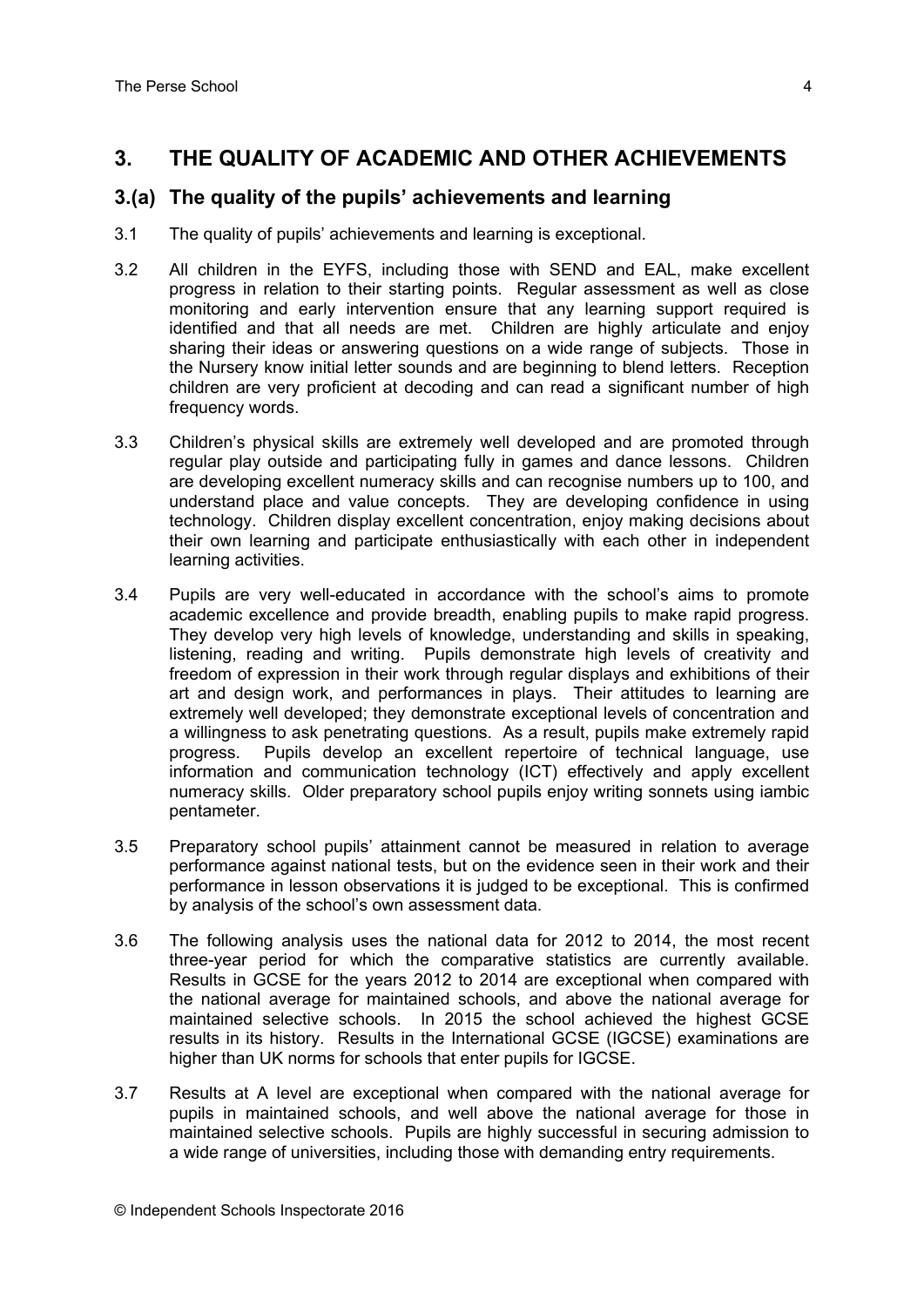# 3. THE QUALITY OF ACADEMIC AND OTHER ACHIEVEMENTS

## 3.(a) The quality of the pupils' achievements and learning

3.1 The quality of pupils' achievements and learning is exceptional.

3.2 All children in the EYFS, including those with SEND and EAL, make excellent progress in relation to their starting points. Regular assessment as well as close monitoring and early intervention ensure that any learning support required is identified and that all needs are met. Children are highly articulate and enjoy sharing their ideas or answering questions on a wide range of subjects. Those in the Nursery know initial letter sounds and are beginning to blend letters. Reception children are very proficient at decoding and can read a significant number of high frequency words.

3.3 Children's physical skills are extremely well developed and are promoted through regular play outside and participating fully in games and dance lessons. Children are developing excellent numeracy skills and can recognise numbers up to 100, and understand place and value concepts. They are developing confidence in using technology. Children display excellent concentration, enjoy making decisions about their own learning and participate enthusiastically with each other in independent learning activities.

3.4 Pupils are very well-educated in accordance with the school's aims to promote academic excellence and provide breadth, enabling pupils to make rapid progress. They develop very high levels of knowledge, understanding and skills in speaking, listening, reading and writing. Pupils demonstrate high levels of creativity and freedom of expression in their work through regular displays and exhibitions of their art and design work, and performances in plays. Their attitudes to learning are extremely well developed; they demonstrate exceptional levels of concentration and a willingness to ask penetrating questions. As a result, pupils make extremely rapid progress. Pupils develop an excellent repertoire of technical language, use information and communication technology (ICT) effectively and apply excellent numeracy skills. Older preparatory school pupils enjoy writing sonnets using iambic pentameter.

3.5 Preparatory school pupils' attainment cannot be measured in relation to average performance against national tests, but on the evidence seen in their work and their performance in lesson observations it is judged to be exceptional. This is confirmed by analysis of the school's own assessment data.

3.6 The following analysis uses the national data for 2012 to 2014, the most recent three-year period for which the comparative statistics are currently available. Results in GCSE for the years 2012 to 2014 are exceptional when compared with the national average for maintained schools, and above the national average for maintained selective schools. In 2015 the school achieved the highest GCSE results in its history. Results in the International GCSE (IGCSE) examinations are higher than UK norms for schools that enter pupils for IGCSE.

3.7 Results at A level are exceptional when compared with the national average for pupils in maintained schools, and well above the national average for those in maintained selective schools. Pupils are highly successful in securing admission to a wide range of universities, including those with demanding entry requirements.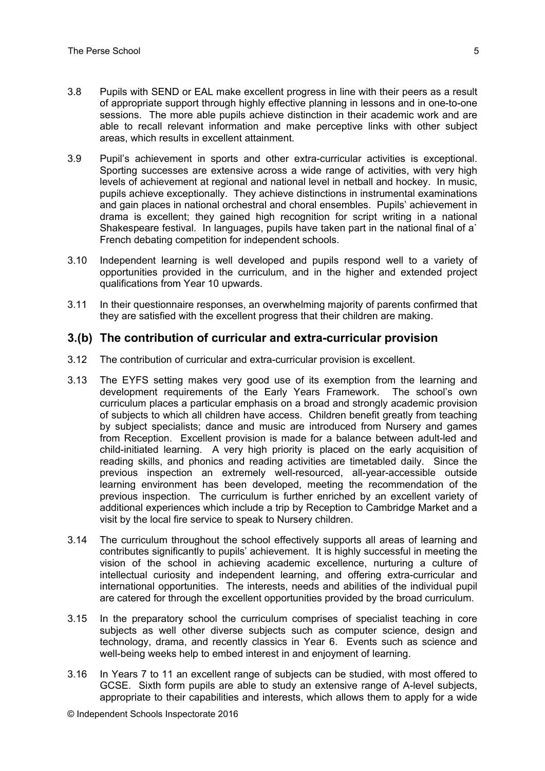3.8 Pupils with SEND or EAL make excellent progress in line with their peers as a result of appropriate support through highly effective planning in lessons and in one-to-one sessions. The more able pupils achieve distinction in their academic work and are able to recall relevant information and make perceptive links with other subject areas, which results in excellent attainment.

3.9 Pupil's achievement in sports and other extra-curricular activities is exceptional. Sporting successes are extensive across a wide range of activities, with very high levels of achievement at regional and national level in netball and hockey. In music, pupils achieve exceptionally. They achieve distinctions in instrumental examinations and gain places in national orchestral and choral ensembles. Pupils' achievement in drama is excellent; they gained high recognition for script writing in a national Shakespeare festival. In languages, pupils have taken part in the national final of a` French debating competition for independent schools.

3.10 Independent learning is well developed and pupils respond well to a variety of opportunities provided in the curriculum, and in the higher and extended project qualifications from Year 10 upwards.

3.11 In their questionnaire responses, an overwhelming majority of parents confirmed that they are satisfied with the excellent progress that their children are making.

## 3.(b) The contribution of curricular and extra-curricular provision

3.12 The contribution of curricular and extra-curricular provision is excellent.

3.13 The EYFS setting makes very good use of its exemption from the learning and development requirements of the Early Years Framework. The school's own curriculum places a particular emphasis on a broad and strongly academic provision of subjects to which all children have access. Children benefit greatly from teaching by subject specialists; dance and music are introduced from Nursery and games from Reception. Excellent provision is made for a balance between adult-led and child-initiated learning. A very high priority is placed on the early acquisition of reading skills, and phonics and reading activities are timetabled daily. Since the previous inspection an extremely well-resourced, all-year-accessible outside learning environment has been developed, meeting the recommendation of the previous inspection. The curriculum is further enriched by an excellent variety of additional experiences which include a trip by Reception to Cambridge Market and a visit by the local fire service to speak to Nursery children.

3.14 The curriculum throughout the school effectively supports all areas of learning and contributes significantly to pupils' achievement. It is highly successful in meeting the vision of the school in achieving academic excellence, nurturing a culture of intellectual curiosity and independent learning, and offering extra-curricular and international opportunities. The interests, needs and abilities of the individual pupil are catered for through the excellent opportunities provided by the broad curriculum.

3.15 In the preparatory school the curriculum comprises of specialist teaching in core subjects as well other diverse subjects such as computer science, design and technology, drama, and recently classics in Year 6. Events such as science and well-being weeks help to embed interest in and enjoyment of learning.

3.16 In Years 7 to 11 an excellent range of subjects can be studied, with most offered to GCSE. Sixth form pupils are able to study an extensive range of A-level subjects, appropriate to their capabilities and interests, which allows them to apply for a wide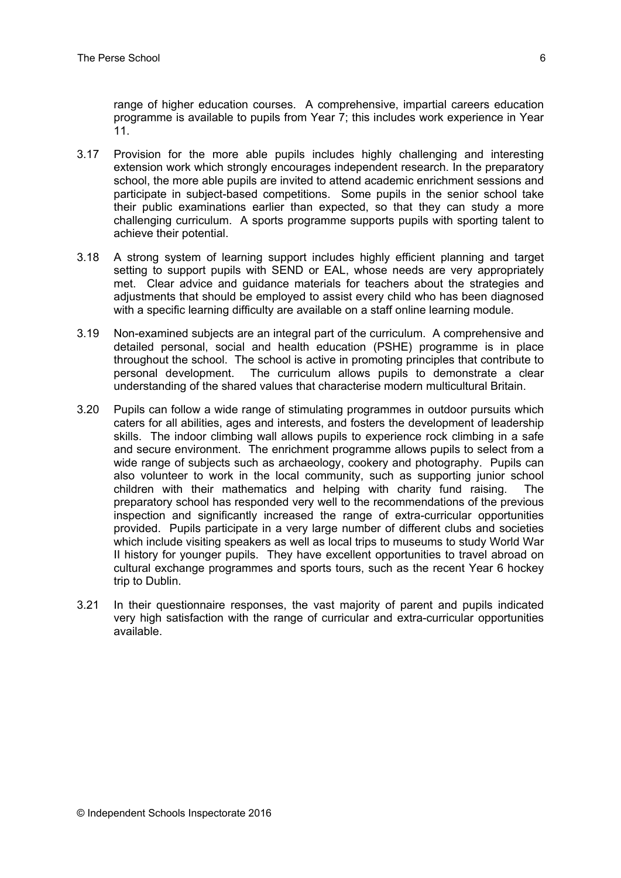range of higher education courses. A comprehensive, impartial careers education programme is available to pupils from Year 7; this includes work experience in Year 11.

3.17 Provision for the more able pupils includes highly challenging and interesting extension work which strongly encourages independent research. In the preparatory school, the more able pupils are invited to attend academic enrichment sessions and participate in subject-based competitions. Some pupils in the senior school take their public examinations earlier than expected, so that they can study a more challenging curriculum. A sports programme supports pupils with sporting talent to achieve their potential.

3.18 A strong system of learning support includes highly efficient planning and target setting to support pupils with SEND or EAL, whose needs are very appropriately met. Clear advice and guidance materials for teachers about the strategies and adjustments that should be employed to assist every child who has been diagnosed with a specific learning difficulty are available on a staff online learning module.

3.19 Non-examined subjects are an integral part of the curriculum. A comprehensive and detailed personal, social and health education (PSHE) programme is in place throughout the school. The school is active in promoting principles that contribute to personal development. The curriculum allows pupils to demonstrate a clear understanding of the shared values that characterise modern multicultural Britain.

3.20 Pupils can follow a wide range of stimulating programmes in outdoor pursuits which caters for all abilities, ages and interests, and fosters the development of leadership skills. The indoor climbing wall allows pupils to experience rock climbing in a safe and secure environment. The enrichment programme allows pupils to select from a wide range of subjects such as archaeology, cookery and photography. Pupils can also volunteer to work in the local community, such as supporting junior school children with their mathematics and helping with charity fund raising. The preparatory school has responded very well to the recommendations of the previous inspection and significantly increased the range of extra-curricular opportunities provided. Pupils participate in a very large number of different clubs and societies which include visiting speakers as well as local trips to museums to study World War II history for younger pupils. They have excellent opportunities to travel abroad on cultural exchange programmes and sports tours, such as the recent Year 6 hockey trip to Dublin.

3.21 In their questionnaire responses, the vast majority of parent and pupils indicated very high satisfaction with the range of curricular and extra-curricular opportunities available.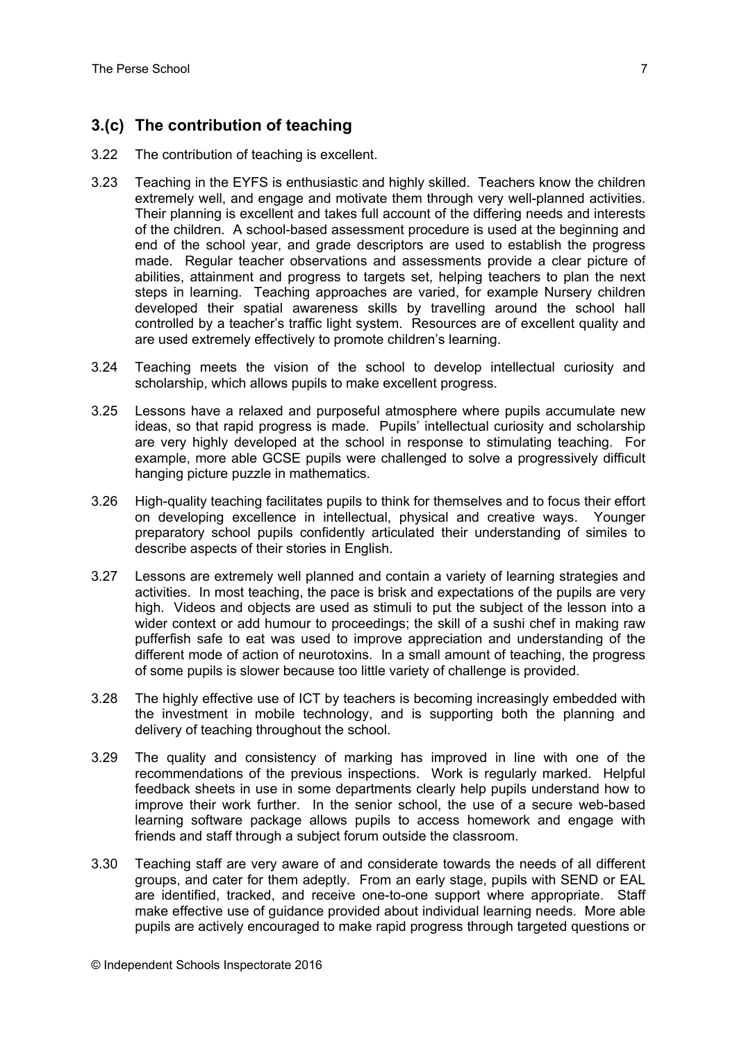## 3.(c) The contribution of teaching

3.22 The contribution of teaching is excellent.

3.23 Teaching in the EYFS is enthusiastic and highly skilled. Teachers know the children extremely well, and engage and motivate them through very well-planned activities. Their planning is excellent and takes full account of the differing needs and interests of the children. A school-based assessment procedure is used at the beginning and end of the school year, and grade descriptors are used to establish the progress made. Regular teacher observations and assessments provide a clear picture of abilities, attainment and progress to targets set, helping teachers to plan the next steps in learning. Teaching approaches are varied, for example Nursery children developed their spatial awareness skills by travelling around the school hall controlled by a teacher's traffic light system. Resources are of excellent quality and are used extremely effectively to promote children's learning.

3.24 Teaching meets the vision of the school to develop intellectual curiosity and scholarship, which allows pupils to make excellent progress.

3.25 Lessons have a relaxed and purposeful atmosphere where pupils accumulate new ideas, so that rapid progress is made. Pupils' intellectual curiosity and scholarship are very highly developed at the school in response to stimulating teaching. For example, more able GCSE pupils were challenged to solve a progressively difficult hanging picture puzzle in mathematics.

3.26 High-quality teaching facilitates pupils to think for themselves and to focus their effort on developing excellence in intellectual, physical and creative ways. Younger preparatory school pupils confidently articulated their understanding of similes to describe aspects of their stories in English.

3.27 Lessons are extremely well planned and contain a variety of learning strategies and activities. In most teaching, the pace is brisk and expectations of the pupils are very high. Videos and objects are used as stimuli to put the subject of the lesson into a wider context or add humour to proceedings; the skill of a sushi chef in making raw pufferfish safe to eat was used to improve appreciation and understanding of the different mode of action of neurotoxins. In a small amount of teaching, the progress of some pupils is slower because too little variety of challenge is provided.

3.28 The highly effective use of ICT by teachers is becoming increasingly embedded with the investment in mobile technology, and is supporting both the planning and delivery of teaching throughout the school.

3.29 The quality and consistency of marking has improved in line with one of the recommendations of the previous inspections. Work is regularly marked. Helpful feedback sheets in use in some departments clearly help pupils understand how to improve their work further. In the senior school, the use of a secure web-based learning software package allows pupils to access homework and engage with friends and staff through a subject forum outside the classroom.

3.30 Teaching staff are very aware of and considerate towards the needs of all different groups, and cater for them adeptly. From an early stage, pupils with SEND or EAL are identified, tracked, and receive one-to-one support where appropriate. Staff make effective use of guidance provided about individual learning needs. More able pupils are actively encouraged to make rapid progress through targeted questions or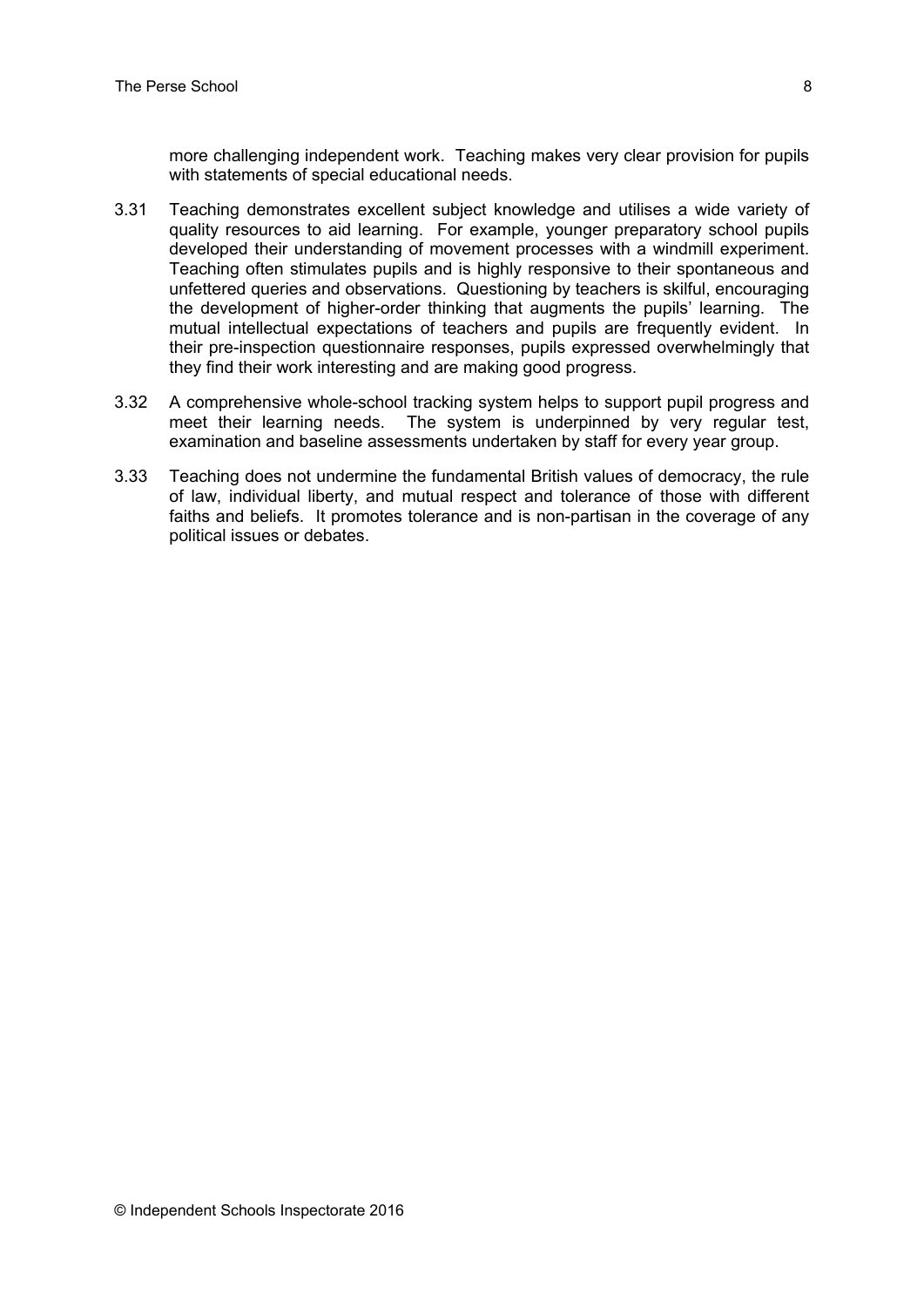more challenging independent work. Teaching makes very clear provision for pupils with statements of special educational needs.

3.31 Teaching demonstrates excellent subject knowledge and utilises a wide variety of quality resources to aid learning. For example, younger preparatory school pupils developed their understanding of movement processes with a windmill experiment. Teaching often stimulates pupils and is highly responsive to their spontaneous and unfettered queries and observations. Questioning by teachers is skilful, encouraging the development of higher-order thinking that augments the pupils' learning. The mutual intellectual expectations of teachers and pupils are frequently evident. In their pre-inspection questionnaire responses, pupils expressed overwhelmingly that they find their work interesting and are making good progress.

3.32 A comprehensive whole-school tracking system helps to support pupil progress and meet their learning needs. The system is underpinned by very regular test, examination and baseline assessments undertaken by staff for every year group.

3.33 Teaching does not undermine the fundamental British values of democracy, the rule of law, individual liberty, and mutual respect and tolerance of those with different faiths and beliefs. It promotes tolerance and is non-partisan in the coverage of any political issues or debates.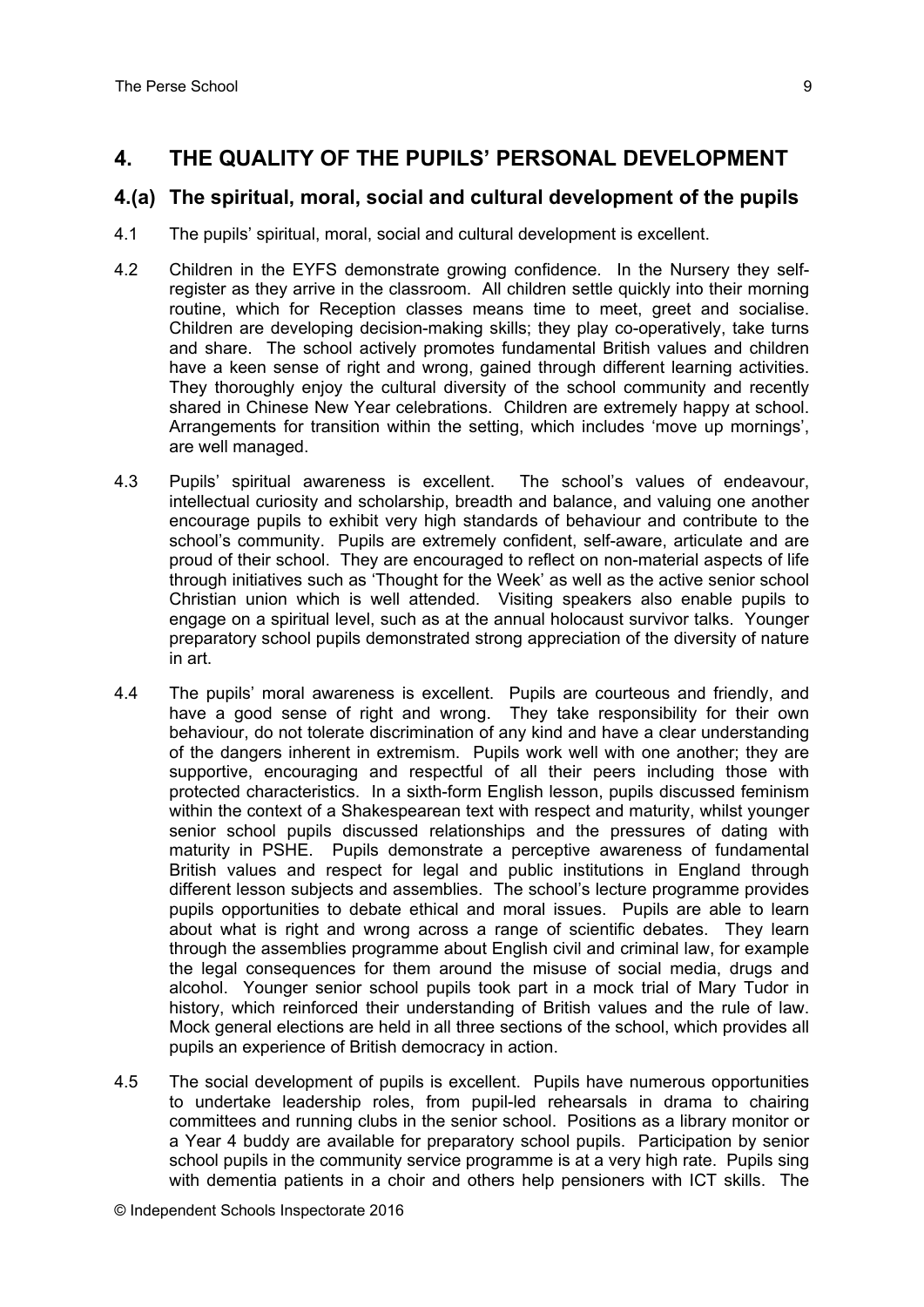## 4. THE QUALITY OF THE PUPILS' PERSONAL DEVELOPMENT

### 4.(a) The spiritual, moral, social and cultural development of the pupils

4.1 The pupils' spiritual, moral, social and cultural development is excellent.

4.2 Children in the EYFS demonstrate growing confidence. In the Nursery they self-register as they arrive in the classroom. All children settle quickly into their morning routine, which for Reception classes means time to meet, greet and socialise. Children are developing decision-making skills; they play co-operatively, take turns and share. The school actively promotes fundamental British values and children have a keen sense of right and wrong, gained through different learning activities. They thoroughly enjoy the cultural diversity of the school community and recently shared in Chinese New Year celebrations. Children are extremely happy at school. Arrangements for transition within the setting, which includes 'move up mornings', are well managed.

4.3 Pupils' spiritual awareness is excellent. The school's values of endeavour, intellectual curiosity and scholarship, breadth and balance, and valuing one another encourage pupils to exhibit very high standards of behaviour and contribute to the school's community. Pupils are extremely confident, self-aware, articulate and are proud of their school. They are encouraged to reflect on non-material aspects of life through initiatives such as 'Thought for the Week' as well as the active senior school Christian union which is well attended. Visiting speakers also enable pupils to engage on a spiritual level, such as at the annual holocaust survivor talks. Younger preparatory school pupils demonstrated strong appreciation of the diversity of nature in art.

4.4 The pupils' moral awareness is excellent. Pupils are courteous and friendly, and have a good sense of right and wrong. They take responsibility for their own behaviour, do not tolerate discrimination of any kind and have a clear understanding of the dangers inherent in extremism. Pupils work well with one another; they are supportive, encouraging and respectful of all their peers including those with protected characteristics. In a sixth-form English lesson, pupils discussed feminism within the context of a Shakespearean text with respect and maturity, whilst younger senior school pupils discussed relationships and the pressures of dating with maturity in PSHE. Pupils demonstrate a perceptive awareness of fundamental British values and respect for legal and public institutions in England through different lesson subjects and assemblies. The school's lecture programme provides pupils opportunities to debate ethical and moral issues. Pupils are able to learn about what is right and wrong across a range of scientific debates. They learn through the assemblies programme about English civil and criminal law, for example the legal consequences for them around the misuse of social media, drugs and alcohol. Younger senior school pupils took part in a mock trial of Mary Tudor in history, which reinforced their understanding of British values and the rule of law. Mock general elections are held in all three sections of the school, which provides all pupils an experience of British democracy in action.

4.5 The social development of pupils is excellent. Pupils have numerous opportunities to undertake leadership roles, from pupil-led rehearsals in drama to chairing committees and running clubs in the senior school. Positions as a library monitor or a Year 4 buddy are available for preparatory school pupils. Participation by senior school pupils in the community service programme is at a very high rate. Pupils sing with dementia patients in a choir and others help pensioners with ICT skills. The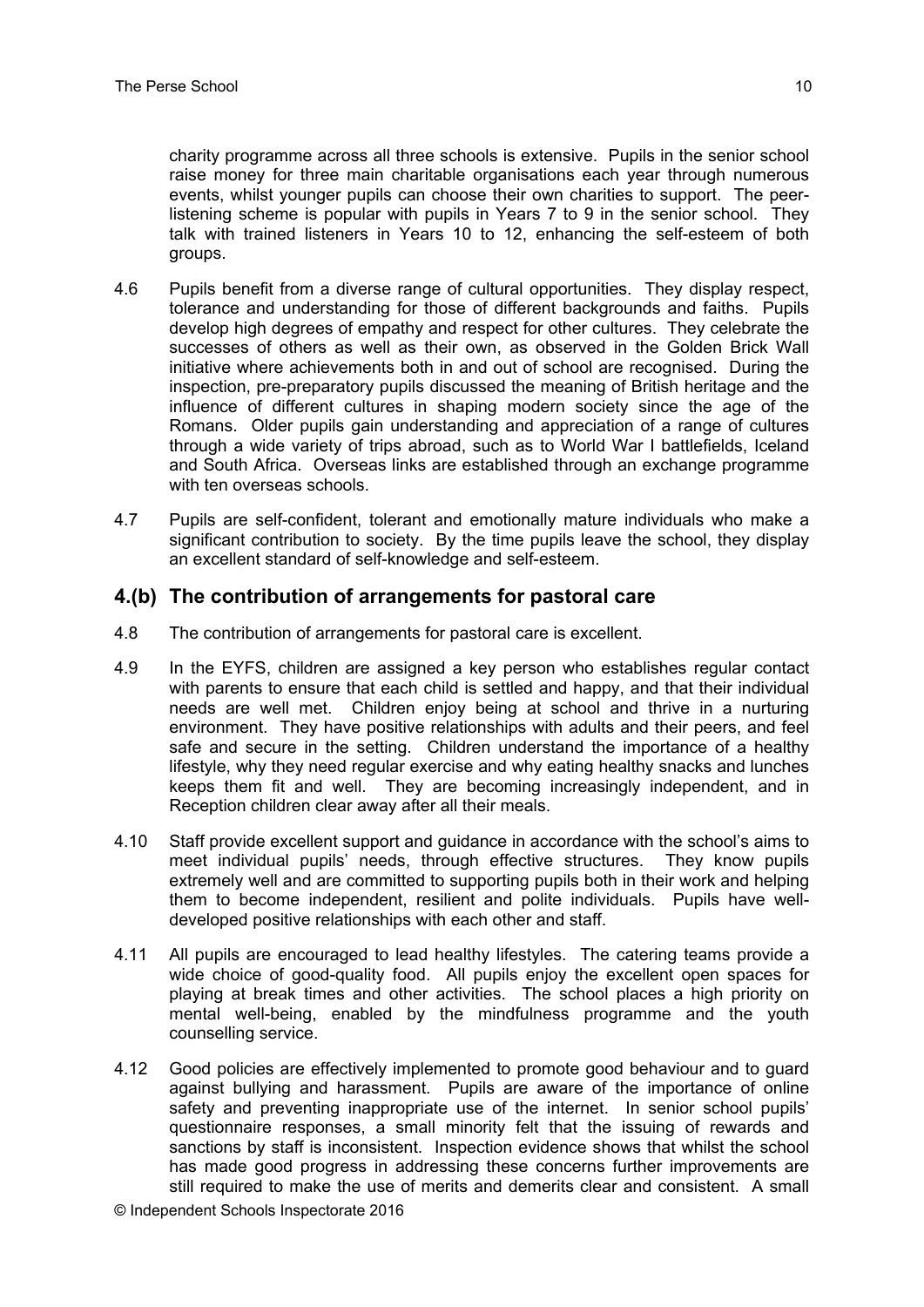charity programme across all three schools is extensive. Pupils in the senior school raise money for three main charitable organisations each year through numerous events, whilst younger pupils can choose their own charities to support. The peer-listening scheme is popular with pupils in Years 7 to 9 in the senior school. They talk with trained listeners in Years 10 to 12, enhancing the self-esteem of both groups.

4.6 Pupils benefit from a diverse range of cultural opportunities. They display respect, tolerance and understanding for those of different backgrounds and faiths. Pupils develop high degrees of empathy and respect for other cultures. They celebrate the successes of others as well as their own, as observed in the Golden Brick Wall initiative where achievements both in and out of school are recognised. During the inspection, pre-preparatory pupils discussed the meaning of British heritage and the influence of different cultures in shaping modern society since the age of the Romans. Older pupils gain understanding and appreciation of a range of cultures through a wide variety of trips abroad, such as to World War I battlefields, Iceland and South Africa. Overseas links are established through an exchange programme with ten overseas schools.

4.7 Pupils are self-confident, tolerant and emotionally mature individuals who make a significant contribution to society. By the time pupils leave the school, they display an excellent standard of self-knowledge and self-esteem.

## 4.(b) The contribution of arrangements for pastoral care

4.8 The contribution of arrangements for pastoral care is excellent.

4.9 In the EYFS, children are assigned a key person who establishes regular contact with parents to ensure that each child is settled and happy, and that their individual needs are well met. Children enjoy being at school and thrive in a nurturing environment. They have positive relationships with adults and their peers, and feel safe and secure in the setting. Children understand the importance of a healthy lifestyle, why they need regular exercise and why eating healthy snacks and lunches keeps them fit and well. They are becoming increasingly independent, and in Reception children clear away after all their meals.

4.10 Staff provide excellent support and guidance in accordance with the school's aims to meet individual pupils' needs, through effective structures. They know pupils extremely well and are committed to supporting pupils both in their work and helping them to become independent, resilient and polite individuals. Pupils have well-developed positive relationships with each other and staff.

4.11 All pupils are encouraged to lead healthy lifestyles. The catering teams provide a wide choice of good-quality food. All pupils enjoy the excellent open spaces for playing at break times and other activities. The school places a high priority on mental well-being, enabled by the mindfulness programme and the youth counselling service.

4.12 Good policies are effectively implemented to promote good behaviour and to guard against bullying and harassment. Pupils are aware of the importance of online safety and preventing inappropriate use of the internet. In senior school pupils' questionnaire responses, a small minority felt that the issuing of rewards and sanctions by staff is inconsistent. Inspection evidence shows that whilst the school has made good progress in addressing these concerns further improvements are still required to make the use of merits and demerits clear and consistent. A small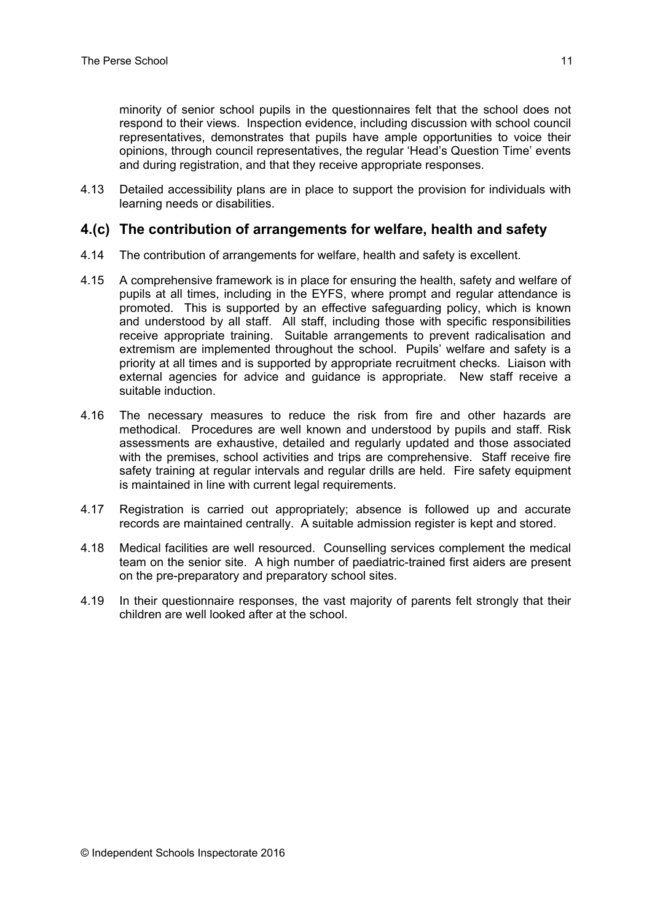minority of senior school pupils in the questionnaires felt that the school does not respond to their views. Inspection evidence, including discussion with school council representatives, demonstrates that pupils have ample opportunities to voice their opinions, through council representatives, the regular 'Head's Question Time' events and during registration, and that they receive appropriate responses.

4.13 Detailed accessibility plans are in place to support the provision for individuals with learning needs or disabilities.

## 4.(c) The contribution of arrangements for welfare, health and safety

4.14 The contribution of arrangements for welfare, health and safety is excellent.

4.15 A comprehensive framework is in place for ensuring the health, safety and welfare of pupils at all times, including in the EYFS, where prompt and regular attendance is promoted. This is supported by an effective safeguarding policy, which is known and understood by all staff. All staff, including those with specific responsibilities receive appropriate training. Suitable arrangements to prevent radicalisation and extremism are implemented throughout the school. Pupils' welfare and safety is a priority at all times and is supported by appropriate recruitment checks. Liaison with external agencies for advice and guidance is appropriate. New staff receive a suitable induction.

4.16 The necessary measures to reduce the risk from fire and other hazards are methodical. Procedures are well known and understood by pupils and staff. Risk assessments are exhaustive, detailed and regularly updated and those associated with the premises, school activities and trips are comprehensive. Staff receive fire safety training at regular intervals and regular drills are held. Fire safety equipment is maintained in line with current legal requirements.

4.17 Registration is carried out appropriately; absence is followed up and accurate records are maintained centrally. A suitable admission register is kept and stored.

4.18 Medical facilities are well resourced. Counselling services complement the medical team on the senior site. A high number of paediatric-trained first aiders are present on the pre-preparatory and preparatory school sites.

4.19 In their questionnaire responses, the vast majority of parents felt strongly that their children are well looked after at the school.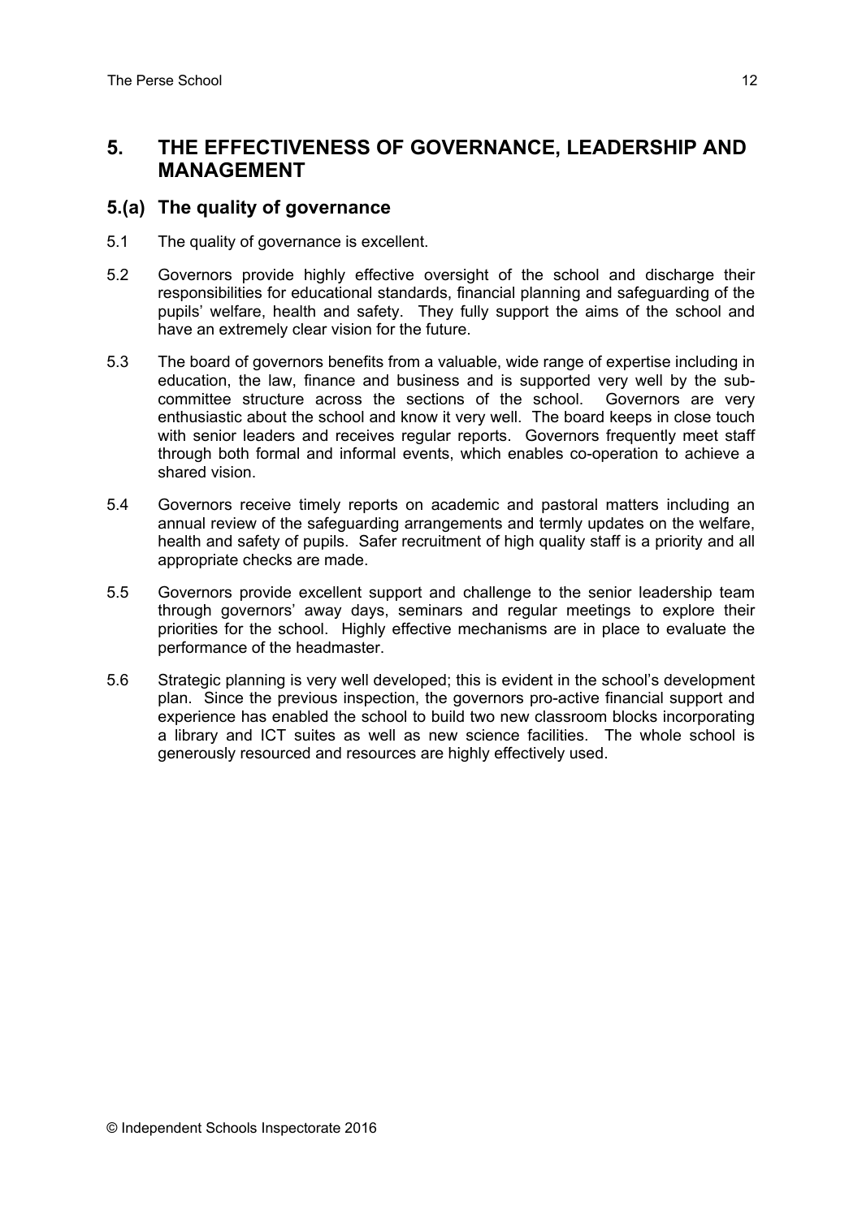## 5. THE EFFECTIVENESS OF GOVERNANCE, LEADERSHIP AND MANAGEMENT

### 5.(a) The quality of governance

5.1 The quality of governance is excellent.

5.2 Governors provide highly effective oversight of the school and discharge their responsibilities for educational standards, financial planning and safeguarding of the pupils' welfare, health and safety. They fully support the aims of the school and have an extremely clear vision for the future.

5.3 The board of governors benefits from a valuable, wide range of expertise including in education, the law, finance and business and is supported very well by the sub-committee structure across the sections of the school. Governors are very enthusiastic about the school and know it very well. The board keeps in close touch with senior leaders and receives regular reports. Governors frequently meet staff through both formal and informal events, which enables co-operation to achieve a shared vision.

5.4 Governors receive timely reports on academic and pastoral matters including an annual review of the safeguarding arrangements and termly updates on the welfare, health and safety of pupils. Safer recruitment of high quality staff is a priority and all appropriate checks are made.

5.5 Governors provide excellent support and challenge to the senior leadership team through governors' away days, seminars and regular meetings to explore their priorities for the school. Highly effective mechanisms are in place to evaluate the performance of the headmaster.

5.6 Strategic planning is very well developed; this is evident in the school's development plan. Since the previous inspection, the governors pro-active financial support and experience has enabled the school to build two new classroom blocks incorporating a library and ICT suites as well as new science facilities. The whole school is generously resourced and resources are highly effectively used.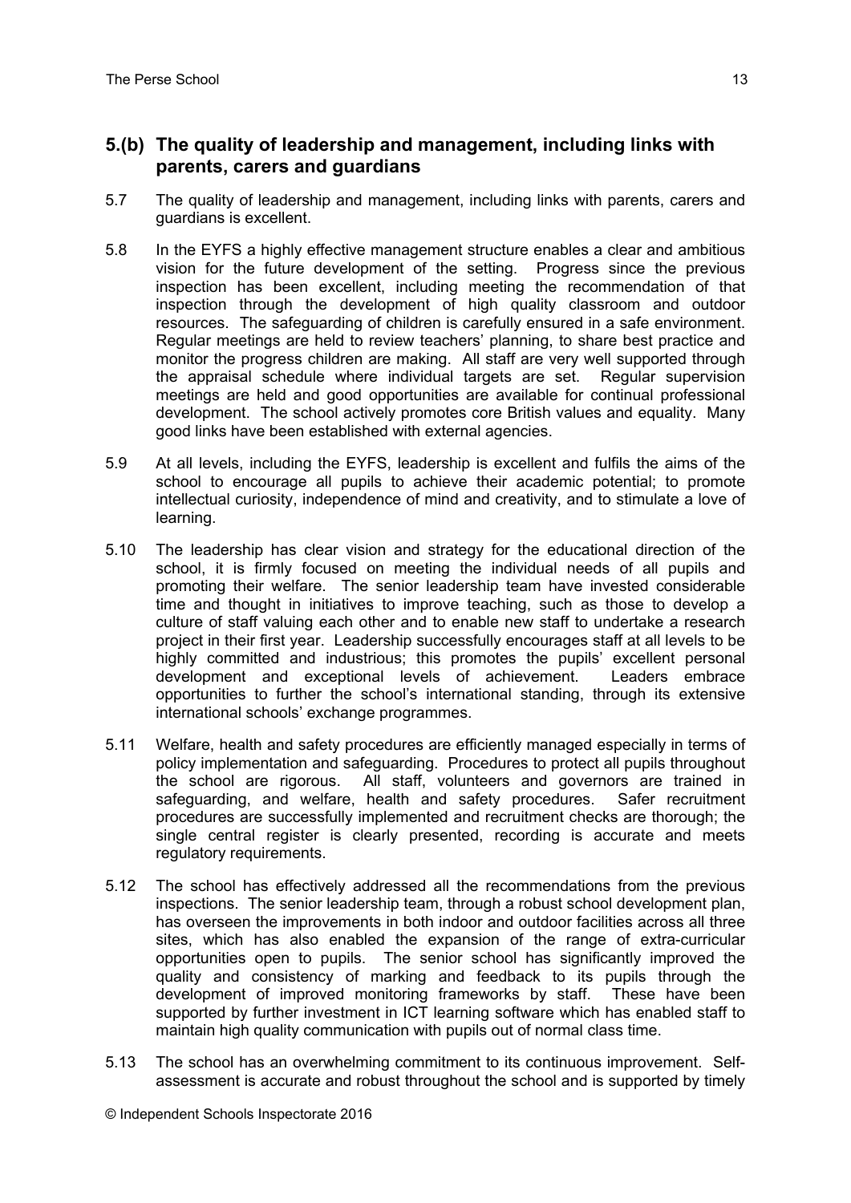## 5.(b) The quality of leadership and management, including links with parents, carers and guardians

5.7 The quality of leadership and management, including links with parents, carers and guardians is excellent.

5.8 In the EYFS a highly effective management structure enables a clear and ambitious vision for the future development of the setting. Progress since the previous inspection has been excellent, including meeting the recommendation of that inspection through the development of high quality classroom and outdoor resources. The safeguarding of children is carefully ensured in a safe environment. Regular meetings are held to review teachers' planning, to share best practice and monitor the progress children are making. All staff are very well supported through the appraisal schedule where individual targets are set. Regular supervision meetings are held and good opportunities are available for continual professional development. The school actively promotes core British values and equality. Many good links have been established with external agencies.

5.9 At all levels, including the EYFS, leadership is excellent and fulfils the aims of the school to encourage all pupils to achieve their academic potential; to promote intellectual curiosity, independence of mind and creativity, and to stimulate a love of learning.

5.10 The leadership has clear vision and strategy for the educational direction of the school, it is firmly focused on meeting the individual needs of all pupils and promoting their welfare. The senior leadership team have invested considerable time and thought in initiatives to improve teaching, such as those to develop a culture of staff valuing each other and to enable new staff to undertake a research project in their first year. Leadership successfully encourages staff at all levels to be highly committed and industrious; this promotes the pupils' excellent personal development and exceptional levels of achievement. Leaders embrace opportunities to further the school's international standing, through its extensive international schools' exchange programmes.

5.11 Welfare, health and safety procedures are efficiently managed especially in terms of policy implementation and safeguarding. Procedures to protect all pupils throughout the school are rigorous. All staff, volunteers and governors are trained in safeguarding, and welfare, health and safety procedures. Safer recruitment procedures are successfully implemented and recruitment checks are thorough; the single central register is clearly presented, recording is accurate and meets regulatory requirements.

5.12 The school has effectively addressed all the recommendations from the previous inspections. The senior leadership team, through a robust school development plan, has overseen the improvements in both indoor and outdoor facilities across all three sites, which has also enabled the expansion of the range of extra-curricular opportunities open to pupils. The senior school has significantly improved the quality and consistency of marking and feedback to its pupils through the development of improved monitoring frameworks by staff. These have been supported by further investment in ICT learning software which has enabled staff to maintain high quality communication with pupils out of normal class time.

5.13 The school has an overwhelming commitment to its continuous improvement. Self-assessment is accurate and robust throughout the school and is supported by timely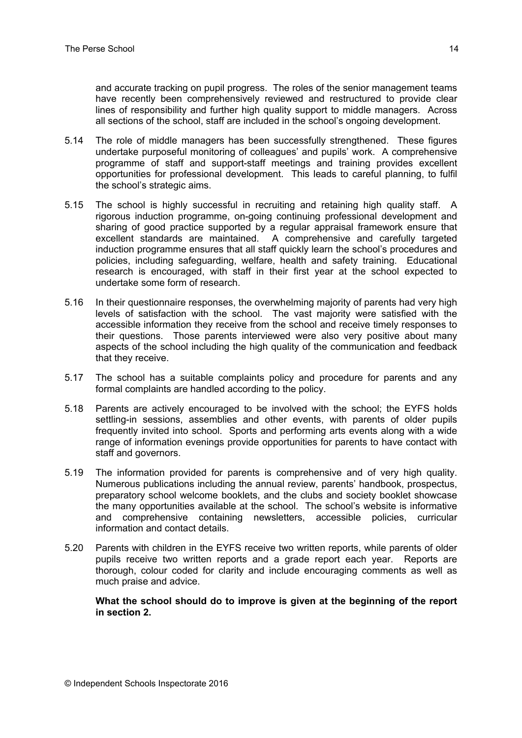and accurate tracking on pupil progress. The roles of the senior management teams have recently been comprehensively reviewed and restructured to provide clear lines of responsibility and further high quality support to middle managers. Across all sections of the school, staff are included in the school's ongoing development.

5.14 The role of middle managers has been successfully strengthened. These figures undertake purposeful monitoring of colleagues' and pupils' work. A comprehensive programme of staff and support-staff meetings and training provides excellent opportunities for professional development. This leads to careful planning, to fulfil the school's strategic aims.

5.15 The school is highly successful in recruiting and retaining high quality staff. A rigorous induction programme, on-going continuing professional development and sharing of good practice supported by a regular appraisal framework ensure that excellent standards are maintained. A comprehensive and carefully targeted induction programme ensures that all staff quickly learn the school's procedures and policies, including safeguarding, welfare, health and safety training. Educational research is encouraged, with staff in their first year at the school expected to undertake some form of research.

5.16 In their questionnaire responses, the overwhelming majority of parents had very high levels of satisfaction with the school. The vast majority were satisfied with the accessible information they receive from the school and receive timely responses to their questions. Those parents interviewed were also very positive about many aspects of the school including the high quality of the communication and feedback that they receive.

5.17 The school has a suitable complaints policy and procedure for parents and any formal complaints are handled according to the policy.

5.18 Parents are actively encouraged to be involved with the school; the EYFS holds settling-in sessions, assemblies and other events, with parents of older pupils frequently invited into school. Sports and performing arts events along with a wide range of information evenings provide opportunities for parents to have contact with staff and governors.

5.19 The information provided for parents is comprehensive and of very high quality. Numerous publications including the annual review, parents' handbook, prospectus, preparatory school welcome booklets, and the clubs and society booklet showcase the many opportunities available at the school. The school's website is informative and comprehensive containing newsletters, accessible policies, curricular information and contact details.

5.20 Parents with children in the EYFS receive two written reports, while parents of older pupils receive two written reports and a grade report each year. Reports are thorough, colour coded for clarity and include encouraging comments as well as much praise and advice.

**What the school should do to improve is given at the beginning of the report in section 2.**